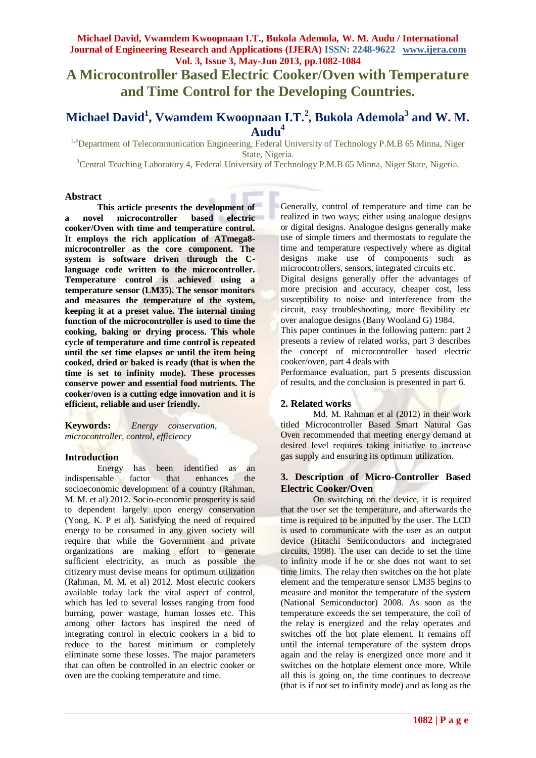# A Microcontroller Based Electric Cooker/Oven with Temperature and Time Control for the Developing Countries.

## Michael David[1], Vwamdem Kwoopnaan I.T.[2], Bukola Ademola[3] and W. M. Audu[4]

[1,4]Department of Telecommunication Engineering, Federal University of Technology P.M.B 65 Minna, Niger State, Nigeria.

[3]Central Teaching Laboratory 4, Federal University of Technology P.M.B 65 Minna, Niger State, Nigeria.

### Abstract

**This article presents the development of a novel microcontroller based electric cooker/Oven with time and temperature control. It employs the rich application of ATmega8-microcontroller as the core component. The system is software driven through the C-language code written to the microcontroller. Temperature control is achieved using a temperature sensor (LM35). The sensor monitors and measures the temperature of the system, keeping it at a preset value. The internal timing function of the microcontroller is used to time the cooking, baking or drying process. This whole cycle of temperature and time control is repeated until the set time elapses or until the item being cooked, dried or baked is ready (that is when the time is set to infinity mode). These processes conserve power and essential food nutrients. The cooker/oven is a cutting edge innovation and it is efficient, reliable and user friendly.**

**Keywords:** *Energy conservation, microcontroller, control, efficiency*

### Introduction

Energy has been identified as an indispensable factor that enhances the socioeconomic development of a country (Rahman, M. M. et al) 2012. Socio-economic prosperity is said to dependent largely upon energy conservation (Yong, K. P et al). Satisfying the need of required energy to be consumed in any given society will require that while the Government and private organizations are making effort to generate sufficient electricity, as much as possible the citizenry must devise means for optimum utilization (Rahman, M. M. et al) 2012. Most electric cookers available today lack the vital aspect of control, which has led to several losses ranging from food burning, power wastage, human losses etc. This among other factors has inspired the need of integrating control in electric cookers in a bid to reduce to the barest minimum or completely eliminate some these losses. The major parameters that can often be controlled in an electric cooker or oven are the cooking temperature and time.

Generally, control of temperature and time can be realized in two ways; either using analogue designs or digital designs. Analogue designs generally make use of simple timers and thermostats to regulate the time and temperature respectively where as digital designs make use of components such as microcontrollers, sensors, integrated circuits etc.

Digital designs generally offer the advantages of more precision and accuracy, cheaper cost, less susceptibility to noise and interference from the circuit, easy troubleshooting, more flexibility etc over analogue designs (Bany Wooland G) 1984.

This paper continues in the following pattern: part 2 presents a review of related works, part 3 describes the concept of microcontroller based electric cooker/oven, part 4 deals with

Performance evaluation, part 5 presents discussion of results, and the conclusion is presented in part 6.

### 2. Related works

Md. M. Rahman et al (2012) in their work titled Microcontroller Based Smart Natural Gas Oven recommended that meeting energy demand at desired level requires taking initiative to increase gas supply and ensuring its optimum utilization.

### 3. Description of Micro-Controller Based Electric Cooker/Oven

On switching on the device, it is required that the user set the temperature, and afterwards the time is required to be inputted by the user. The LCD is used to communicate with the user as an output device (Hitachi Semiconductors and inctegrated circuits, 1998). The user can decide to set the time to infinity mode if he or she does not want to set time limits. The relay then switches on the hot plate element and the temperature sensor LM35 begins to measure and monitor the temperature of the system (National Semiconductor) 2008. As soon as the temperature exceeds the set temperature, the coil of the relay is energized and the relay operates and switches off the hot plate element. It remains off until the internal temperature of the system drops again and the relay is energized once more and it switches on the hotplate element once more. While all this is going on, the time continues to decrease (that is if not set to infinity mode) and as long as the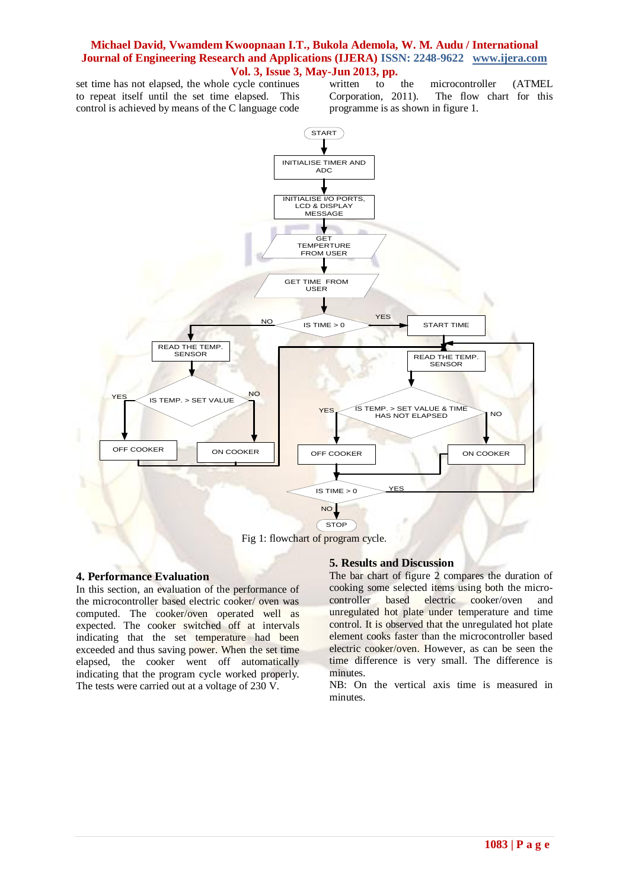set time has not elapsed, the whole cycle continues to repeat itself until the set time elapsed. This control is achieved by means of the C language code written to the microcontroller (ATMEL Corporation, 2011). The flow chart for this programme is as shown in figure 1.

Fig 1: flowchart of program cycle.

## 4. Performance Evaluation

In this section, an evaluation of the performance of the microcontroller based electric cooker/ oven was computed. The cooker/oven operated well as expected. The cooker switched off at intervals indicating that the set temperature had been exceeded and thus saving power. When the set time elapsed, the cooker went off automatically indicating that the program cycle worked properly. The tests were carried out at a voltage of 230 V.

## 5. Results and Discussion

The bar chart of figure 2 compares the duration of cooking some selected items using both the micro-controller based electric cooker/oven and unregulated hot plate under temperature and time control. It is observed that the unregulated hot plate element cooks faster than the microcontroller based electric cooker/oven. However, as can be seen the time difference is very small. The difference is minutes.

NB: On the vertical axis time is measured in minutes.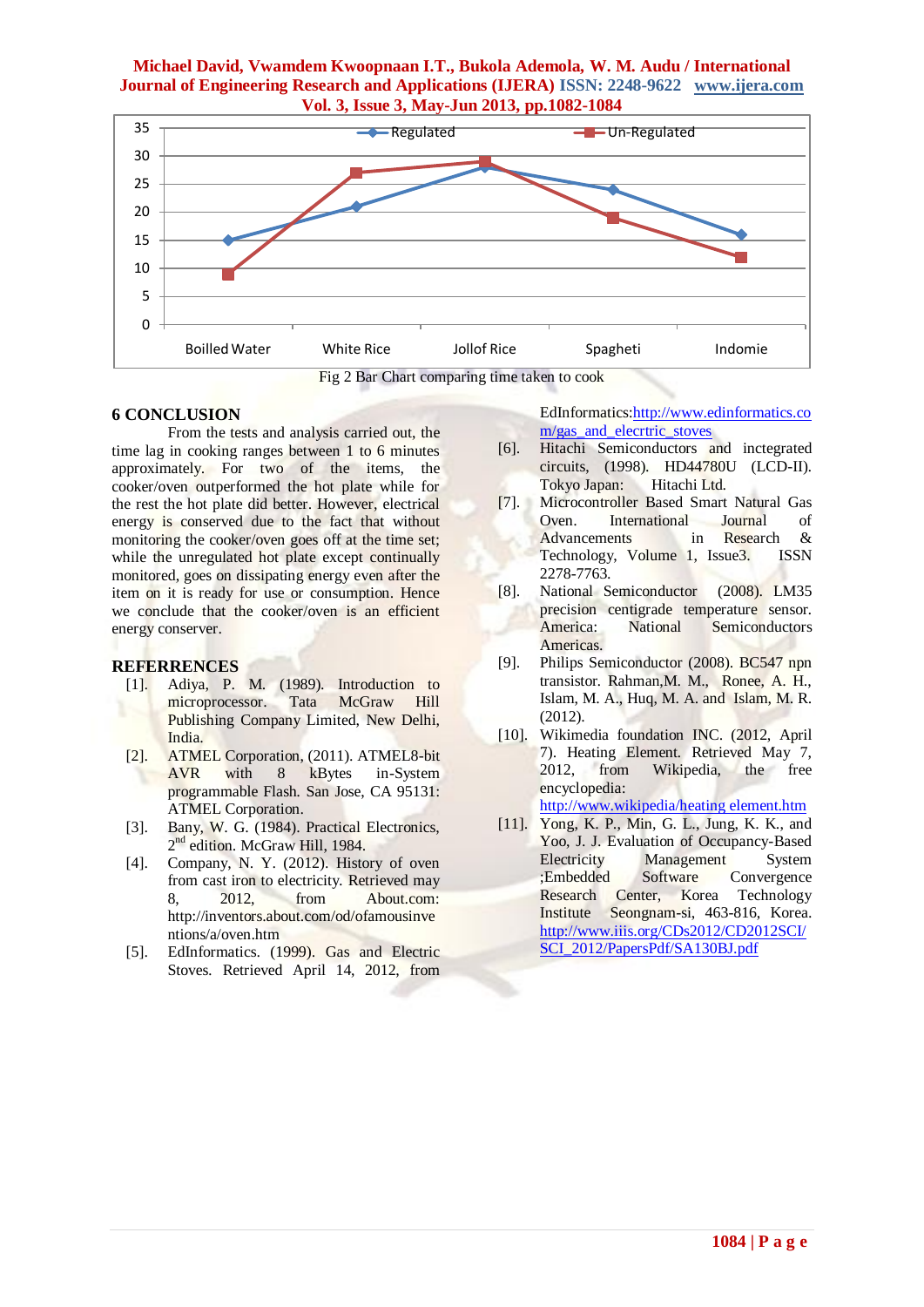35
30
25
20
15
10
5
0

Regulated
Un-Regulated

Boilled Water
White Rice
Jollof Rice
Spagheti
Indomie

Fig 2 Bar Chart comparing time taken to cook

## 6 CONCLUSION

From the tests and analysis carried out, the time lag in cooking ranges between 1 to 6 minutes approximately. For two of the items, the cooker/oven outperformed the hot plate while for the rest the hot plate did better. However, electrical energy is conserved due to the fact that without monitoring the cooker/oven goes off at the time set; while the unregulated hot plate except continually monitored, goes on dissipating energy even after the item on it is ready for use or consumption. Hence we conclude that the cooker/oven is an efficient energy conserver.

## REFERRENCES

[1]. Adiya, P. M. (1989). Introduction to microprocessor. Tata McGraw Hill Publishing Company Limited, New Delhi, India.

[2]. ATMEL Corporation, (2011). ATMEL8-bit AVR with 8 kBytes in-System programmable Flash. San Jose, CA 95131: ATMEL Corporation.

[3]. Bany, W. G. (1984). Practical Electronics, 2nd edition. McGraw Hill, 1984.

[4]. Company, N. Y. (2012). History of oven from cast iron to electricity. Retrieved may 8, 2012, from About.com: http://inventors.about.com/od/ofamousinventions/a/oven.htm

[5]. EdInformatics. (1999). Gas and Electric Stoves. Retrieved April 14, 2012, from EdInformatics:http://www.edinformatics.com/gas_and_elecrtric_stoves

[6]. Hitachi Semiconductors and inctegrated circuits, (1998). HD44780U (LCD-II). Tokyo Japan: Hitachi Ltd.

[7]. Microcontroller Based Smart Natural Gas Oven. International Journal of Advancements in Research & Technology, Volume 1, Issue3. ISSN 2278-7763.

[8]. National Semiconductor (2008). LM35 precision centigrade temperature sensor. America: National Semiconductors Americas.

[9]. Philips Semiconductor (2008). BC547 npn transistor. Rahman,M. M., Ronee, A. H., Islam, M. A., Huq, M. A. and Islam, M. R. (2012).

[10]. Wikimedia foundation INC. (2012, April 7). Heating Element. Retrieved May 7, 2012, from Wikipedia, the free encyclopedia: http://www.wikipedia/heating element.htm

[11]. Yong, K. P., Min, G. L., Jung, K. K., and Yoo, J. J. Evaluation of Occupancy-Based Electricity Management System ;Embedded Software Convergence Research Center, Korea Technology Institute Seongnam-si, 463-816, Korea. http://www.iiis.org/CDs2012/CD2012SCI/SCI_2012/PapersPdf/SA130BJ.pdf